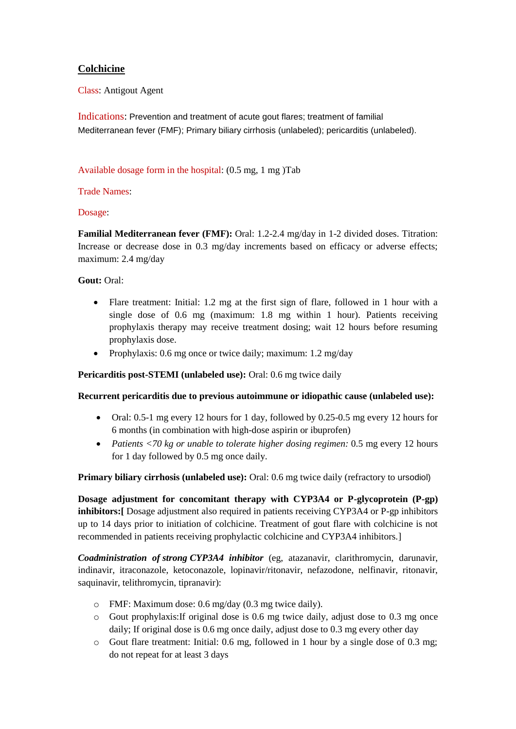# Colchicine

Class: Antigout Agent

Indications: Prevention and treatment of acute gout flares; treatment of familial Mediterranean fever (FMF); Primary biliary cirrhosis (unlabeled); pericarditis (unlabeled).

Available dosage form in the hospital: (0.5 mg, 1 mg )Tab

Trade Names:

Dosage:

**Familial Mediterranean fever (FMF):** Oral: 1.2-2.4 mg/day in 1-2 divided doses. Titration: Increase or decrease dose in 0.3 mg/day increments based on efficacy or adverse effects; maximum: 2.4 mg/day

**Gout:** Oral:

- Flare treatment: Initial: 1.2 mg at the first sign of flare, followed in 1 hour with a single dose of 0.6 mg (maximum: 1.8 mg within 1 hour). Patients receiving prophylaxis therapy may receive treatment dosing; wait 12 hours before resuming prophylaxis dose.
- Prophylaxis: 0.6 mg once or twice daily; maximum: 1.2 mg/day

**Pericarditis post-STEMI (unlabeled use):** Oral: 0.6 mg twice daily

**Recurrent pericarditis due to previous autoimmune or idiopathic cause (unlabeled use):**

- Oral: 0.5-1 mg every 12 hours for 1 day, followed by 0.25-0.5 mg every 12 hours for 6 months (in combination with high-dose aspirin or ibuprofen)
- *Patients <70 kg or unable to tolerate higher dosing regimen:* 0.5 mg every 12 hours for 1 day followed by 0.5 mg once daily.

**Primary biliary cirrhosis (unlabeled use):** Oral: 0.6 mg twice daily (refractory to ursodiol)

**Dosage adjustment for concomitant therapy with CYP3A4 or P-glycoprotein (P-gp) inhibitors:[** Dosage adjustment also required in patients receiving CYP3A4 or P-gp inhibitors up to 14 days prior to initiation of colchicine. Treatment of gout flare with colchicine is not recommended in patients receiving prophylactic colchicine and CYP3A4 inhibitors.]

***Coadministration of strong CYP3A4 inhibitor*** (eg, atazanavir, clarithromycin, darunavir, indinavir, itraconazole, ketoconazole, lopinavir/ritonavir, nefazodone, nelfinavir, ritonavir, saquinavir, telithromycin, tipranavir):

- FMF: Maximum dose: 0.6 mg/day (0.3 mg twice daily).
- Gout prophylaxis:If original dose is 0.6 mg twice daily, adjust dose to 0.3 mg once daily; If original dose is 0.6 mg once daily, adjust dose to 0.3 mg every other day
- Gout flare treatment: Initial: 0.6 mg, followed in 1 hour by a single dose of 0.3 mg; do not repeat for at least 3 days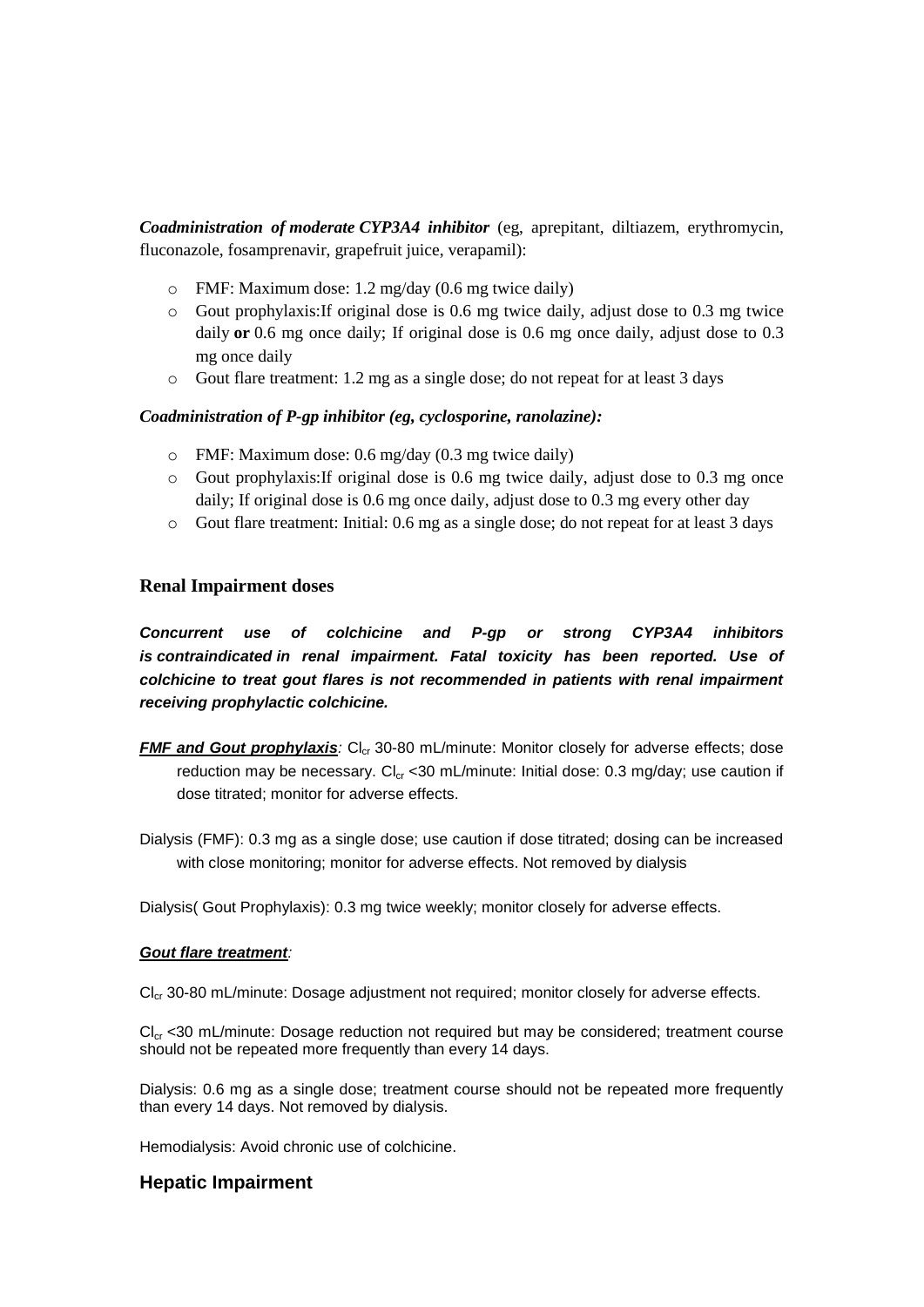***Coadministration of moderate CYP3A4 inhibitor*** (eg, aprepitant, diltiazem, erythromycin, fluconazole, fosamprenavir, grapefruit juice, verapamil):

- FMF: Maximum dose: 1.2 mg/day (0.6 mg twice daily)
- Gout prophylaxis:If original dose is 0.6 mg twice daily, adjust dose to 0.3 mg twice daily **or** 0.6 mg once daily; If original dose is 0.6 mg once daily, adjust dose to 0.3 mg once daily
- Gout flare treatment: 1.2 mg as a single dose; do not repeat for at least 3 days

***Coadministration of P-gp inhibitor (eg, cyclosporine, ranolazine):***

- FMF: Maximum dose: 0.6 mg/day (0.3 mg twice daily)
- Gout prophylaxis:If original dose is 0.6 mg twice daily, adjust dose to 0.3 mg once daily; If original dose is 0.6 mg once daily, adjust dose to 0.3 mg every other day
- Gout flare treatment: Initial: 0.6 mg as a single dose; do not repeat for at least 3 days

## Renal Impairment doses

***Concurrent use of colchicine and P-gp or strong CYP3A4 inhibitors is contraindicated in renal impairment. Fatal toxicity has been reported. Use of colchicine to treat gout flares is not recommended in patients with renal impairment receiving prophylactic colchicine.***

***FMF and Gout prophylaxis**:* $Cl_{cr}$ 30-80 mL/minute: Monitor closely for adverse effects; dose reduction may be necessary. $Cl_{cr}$ <30 mL/minute: Initial dose: 0.3 mg/day; use caution if dose titrated; monitor for adverse effects.

Dialysis (FMF): 0.3 mg as a single dose; use caution if dose titrated; dosing can be increased with close monitoring; monitor for adverse effects. Not removed by dialysis

Dialysis( Gout Prophylaxis): 0.3 mg twice weekly; monitor closely for adverse effects.

***Gout flare treatment**:*

$Cl_{cr}$ 30-80 mL/minute: Dosage adjustment not required; monitor closely for adverse effects.

$Cl_{cr}$ <30 mL/minute: Dosage reduction not required but may be considered; treatment course should not be repeated more frequently than every 14 days.

Dialysis: 0.6 mg as a single dose; treatment course should not be repeated more frequently than every 14 days. Not removed by dialysis.

Hemodialysis: Avoid chronic use of colchicine.

## Hepatic Impairment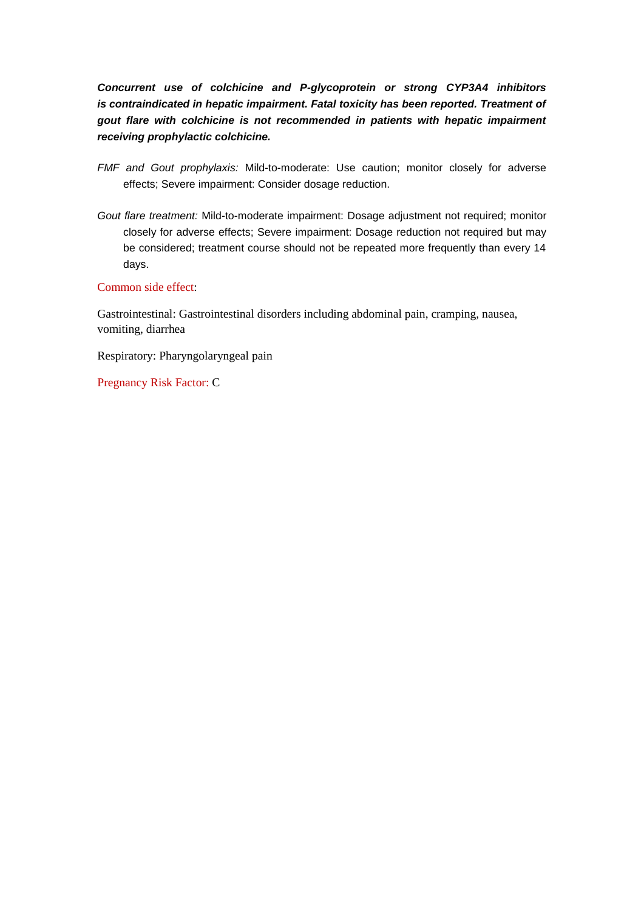***Concurrent use of colchicine and P-glycoprotein or strong CYP3A4 inhibitors is contraindicated in hepatic impairment. Fatal toxicity has been reported. Treatment of gout flare with colchicine is not recommended in patients with hepatic impairment receiving prophylactic colchicine.***

*FMF and Gout prophylaxis:* Mild-to-moderate: Use caution; monitor closely for adverse effects; Severe impairment: Consider dosage reduction.

*Gout flare treatment:* Mild-to-moderate impairment: Dosage adjustment not required; monitor closely for adverse effects; Severe impairment: Dosage reduction not required but may be considered; treatment course should not be repeated more frequently than every 14 days.

Common side effect:

Gastrointestinal: Gastrointestinal disorders including abdominal pain, cramping, nausea, vomiting, diarrhea

Respiratory: Pharyngolaryngeal pain

Pregnancy Risk Factor: C